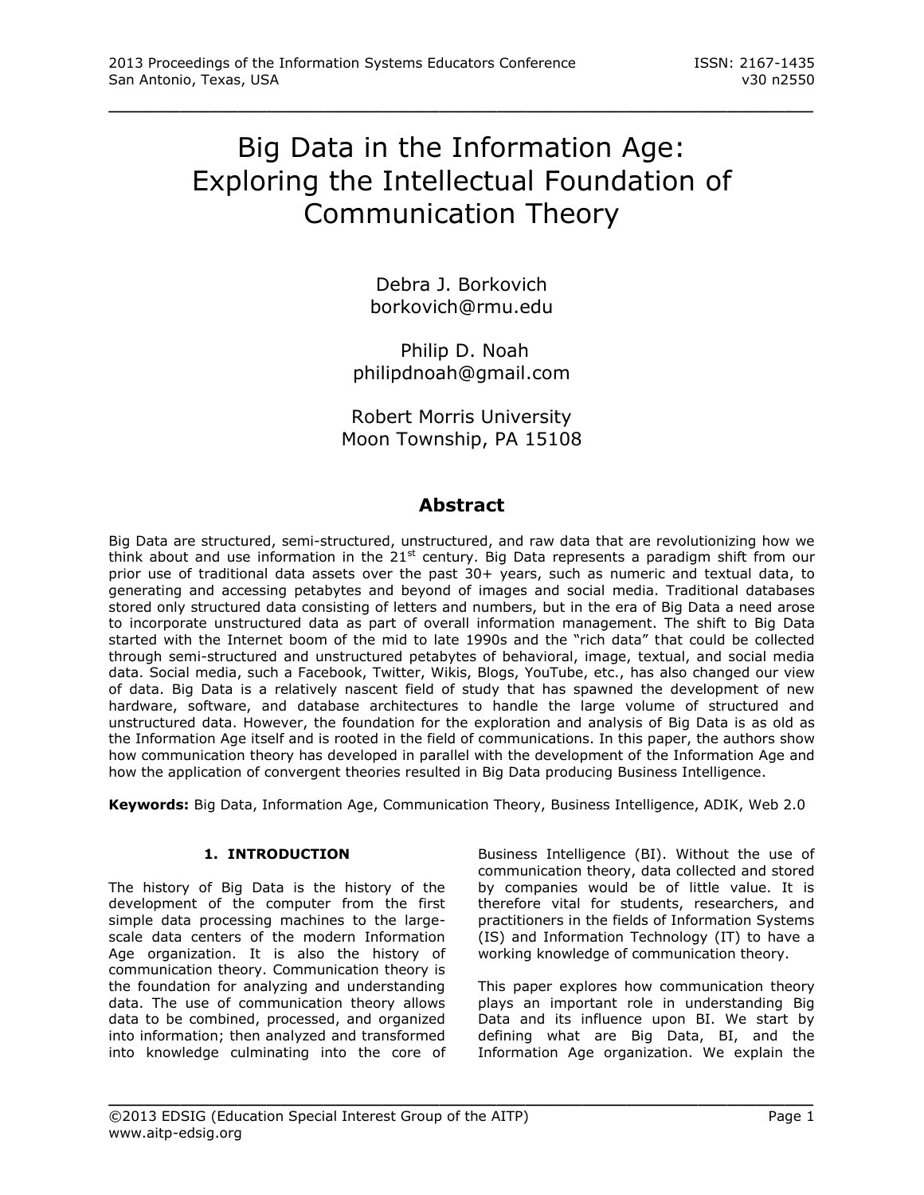# Big Data in the Information Age: Exploring the Intellectual Foundation of Communication Theory

Debra J. Borkovich
borkovich@rmu.edu

Philip D. Noah
philipdnoah@gmail.com

Robert Morris University
Moon Township, PA 15108

## Abstract

Big Data are structured, semi-structured, unstructured, and raw data that are revolutionizing how we think about and use information in the 21st century. Big Data represents a paradigm shift from our prior use of traditional data assets over the past 30+ years, such as numeric and textual data, to generating and accessing petabytes and beyond of images and social media. Traditional databases stored only structured data consisting of letters and numbers, but in the era of Big Data a need arose to incorporate unstructured data as part of overall information management. The shift to Big Data started with the Internet boom of the mid to late 1990s and the "rich data" that could be collected through semi-structured and unstructured petabytes of behavioral, image, textual, and social media data. Social media, such a Facebook, Twitter, Wikis, Blogs, YouTube, etc., has also changed our view of data. Big Data is a relatively nascent field of study that has spawned the development of new hardware, software, and database architectures to handle the large volume of structured and unstructured data. However, the foundation for the exploration and analysis of Big Data is as old as the Information Age itself and is rooted in the field of communications. In this paper, the authors show how communication theory has developed in parallel with the development of the Information Age and how the application of convergent theories resulted in Big Data producing Business Intelligence.

**Keywords:** Big Data, Information Age, Communication Theory, Business Intelligence, ADIK, Web 2.0

### 1. INTRODUCTION

The history of Big Data is the history of the development of the computer from the first simple data processing machines to the large-scale data centers of the modern Information Age organization. It is also the history of communication theory. Communication theory is the foundation for analyzing and understanding data. The use of communication theory allows data to be combined, processed, and organized into information; then analyzed and transformed into knowledge culminating into the core of Business Intelligence (BI). Without the use of communication theory, data collected and stored by companies would be of little value. It is therefore vital for students, researchers, and practitioners in the fields of Information Systems (IS) and Information Technology (IT) to have a working knowledge of communication theory.

This paper explores how communication theory plays an important role in understanding Big Data and its influence upon BI. We start by defining what are Big Data, BI, and the Information Age organization. We explain the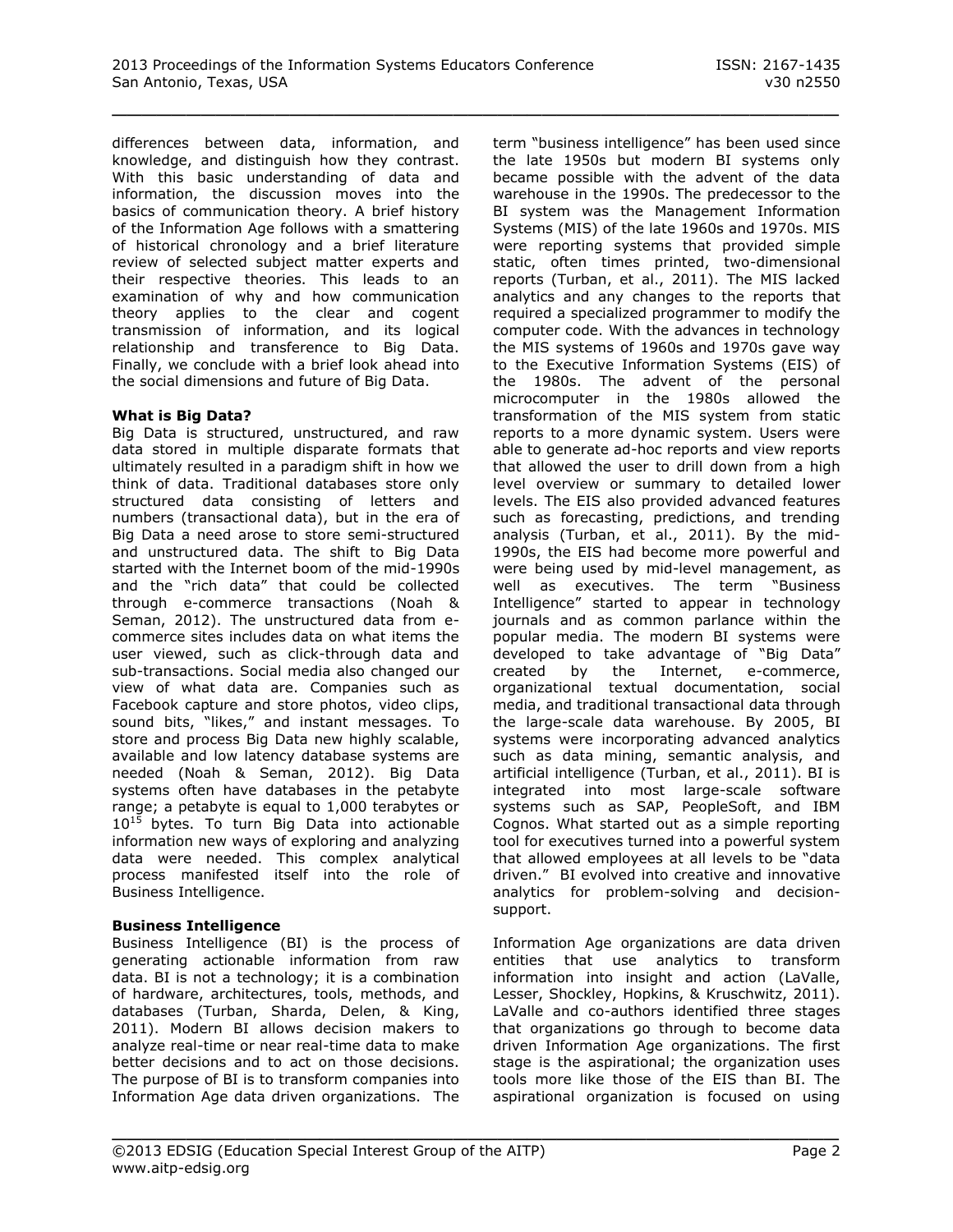differences between data, information, and knowledge, and distinguish how they contrast. With this basic understanding of data and information, the discussion moves into the basics of communication theory. A brief history of the Information Age follows with a smattering of historical chronology and a brief literature review of selected subject matter experts and their respective theories. This leads to an examination of why and how communication theory applies to the clear and cogent transmission of information, and its logical relationship and transference to Big Data. Finally, we conclude with a brief look ahead into the social dimensions and future of Big Data.

**What is Big Data?**

Big Data is structured, unstructured, and raw data stored in multiple disparate formats that ultimately resulted in a paradigm shift in how we think of data. Traditional databases store only structured data consisting of letters and numbers (transactional data), but in the era of Big Data a need arose to store semi-structured and unstructured data. The shift to Big Data started with the Internet boom of the mid-1990s and the "rich data" that could be collected through e-commerce transactions (Noah & Seman, 2012). The unstructured data from e-commerce sites includes data on what items the user viewed, such as click-through data and sub-transactions. Social media also changed our view of what data are. Companies such as Facebook capture and store photos, video clips, sound bits, "likes," and instant messages. To store and process Big Data new highly scalable, available and low latency database systems are needed (Noah & Seman, 2012). Big Data systems often have databases in the petabyte range; a petabyte is equal to 1,000 terabytes or $10^{15}$ bytes. To turn Big Data into actionable information new ways of exploring and analyzing data were needed. This complex analytical process manifested itself into the role of Business Intelligence.

**Business Intelligence**

Business Intelligence (BI) is the process of generating actionable information from raw data. BI is not a technology; it is a combination of hardware, architectures, tools, methods, and databases (Turban, Sharda, Delen, & King, 2011). Modern BI allows decision makers to analyze real-time or near real-time data to make better decisions and to act on those decisions. The purpose of BI is to transform companies into Information Age data driven organizations. The term "business intelligence" has been used since the late 1950s but modern BI systems only became possible with the advent of the data warehouse in the 1990s. The predecessor to the BI system was the Management Information Systems (MIS) of the late 1960s and 1970s. MIS were reporting systems that provided simple static, often times printed, two-dimensional reports (Turban, et al., 2011). The MIS lacked analytics and any changes to the reports that required a specialized programmer to modify the computer code. With the advances in technology the MIS systems of 1960s and 1970s gave way to the Executive Information Systems (EIS) of the 1980s. The advent of the personal microcomputer in the 1980s allowed the transformation of the MIS system from static reports to a more dynamic system. Users were able to generate ad-hoc reports and view reports that allowed the user to drill down from a high level overview or summary to detailed lower levels. The EIS also provided advanced features such as forecasting, predictions, and trending analysis (Turban, et al., 2011). By the mid-1990s, the EIS had become more powerful and were being used by mid-level management, as well as executives. The term "Business Intelligence" started to appear in technology journals and as common parlance within the popular media. The modern BI systems were developed to take advantage of "Big Data" created by the Internet, e-commerce, organizational textual documentation, social media, and traditional transactional data through the large-scale data warehouse. By 2005, BI systems were incorporating advanced analytics such as data mining, semantic analysis, and artificial intelligence (Turban, et al., 2011). BI is integrated into most large-scale software systems such as SAP, PeopleSoft, and IBM Cognos. What started out as a simple reporting tool for executives turned into a powerful system that allowed employees at all levels to be "data driven." BI evolved into creative and innovative analytics for problem-solving and decision-support.

Information Age organizations are data driven entities that use analytics to transform information into insight and action (LaValle, Lesser, Shockley, Hopkins, & Kruschwitz, 2011). LaValle and co-authors identified three stages that organizations go through to become data driven Information Age organizations. The first stage is the aspirational; the organization uses tools more like those of the EIS than BI. The aspirational organization is focused on using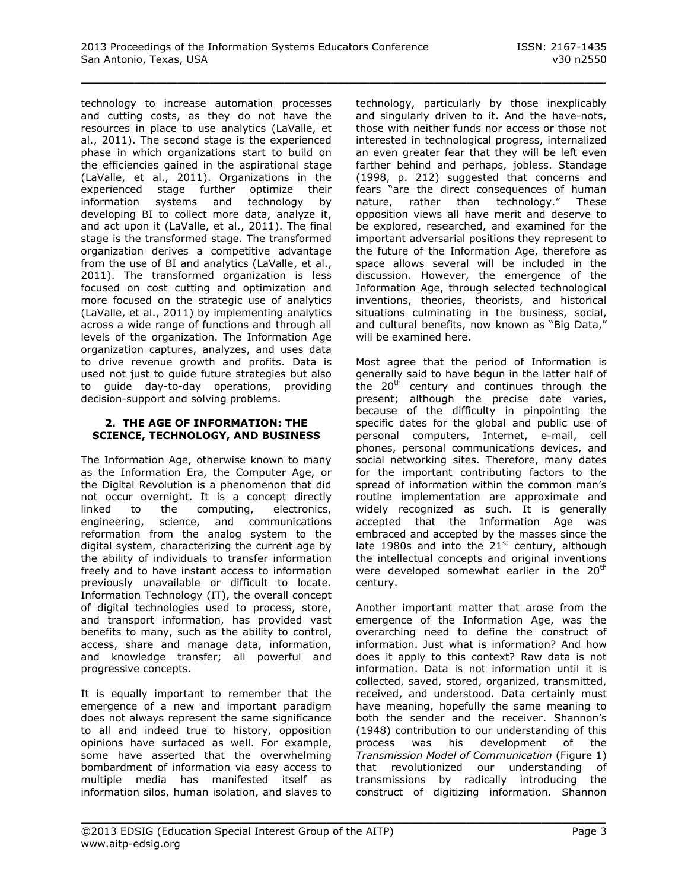technology to increase automation processes and cutting costs, as they do not have the resources in place to use analytics (LaValle, et al., 2011). The second stage is the experienced phase in which organizations start to build on the efficiencies gained in the aspirational stage (LaValle, et al., 2011). Organizations in the experienced stage further optimize their information systems and technology by developing BI to collect more data, analyze it, and act upon it (LaValle, et al., 2011). The final stage is the transformed stage. The transformed organization derives a competitive advantage from the use of BI and analytics (LaValle, et al., 2011). The transformed organization is less focused on cost cutting and optimization and more focused on the strategic use of analytics (LaValle, et al., 2011) by implementing analytics across a wide range of functions and through all levels of the organization. The Information Age organization captures, analyzes, and uses data to drive revenue growth and profits. Data is used not just to guide future strategies but also to guide day-to-day operations, providing decision-support and solving problems.

## 2. THE AGE OF INFORMATION: THE SCIENCE, TECHNOLOGY, AND BUSINESS

The Information Age, otherwise known to many as the Information Era, the Computer Age, or the Digital Revolution is a phenomenon that did not occur overnight. It is a concept directly linked to the computing, electronics, engineering, science, and communications reformation from the analog system to the digital system, characterizing the current age by the ability of individuals to transfer information freely and to have instant access to information previously unavailable or difficult to locate. Information Technology (IT), the overall concept of digital technologies used to process, store, and transport information, has provided vast benefits to many, such as the ability to control, access, share and manage data, information, and knowledge transfer; all powerful and progressive concepts.

It is equally important to remember that the emergence of a new and important paradigm does not always represent the same significance to all and indeed true to history, opposition opinions have surfaced as well. For example, some have asserted that the overwhelming bombardment of information via easy access to multiple media has manifested itself as information silos, human isolation, and slaves to technology, particularly by those inexplicably and singularly driven to it. And the have-nots, those with neither funds nor access or those not interested in technological progress, internalized an even greater fear that they will be left even farther behind and perhaps, jobless. Standage (1998, p. 212) suggested that concerns and fears "are the direct consequences of human nature, rather than technology." These opposition views all have merit and deserve to be explored, researched, and examined for the important adversarial positions they represent to the future of the Information Age, therefore as space allows several will be included in the discussion. However, the emergence of the Information Age, through selected technological inventions, theories, theorists, and historical situations culminating in the business, social, and cultural benefits, now known as "Big Data," will be examined here.

Most agree that the period of Information is generally said to have begun in the latter half of the 20th century and continues through the present; although the precise date varies, because of the difficulty in pinpointing the specific dates for the global and public use of personal computers, Internet, e-mail, cell phones, personal communications devices, and social networking sites. Therefore, many dates for the important contributing factors to the spread of information within the common man's routine implementation are approximate and widely recognized as such. It is generally accepted that the Information Age was embraced and accepted by the masses since the late 1980s and into the 21st century, although the intellectual concepts and original inventions were developed somewhat earlier in the 20th century.

Another important matter that arose from the emergence of the Information Age, was the overarching need to define the construct of information. Just what is information? And how does it apply to this context? Raw data is not information. Data is not information until it is collected, saved, stored, organized, transmitted, received, and understood. Data certainly must have meaning, hopefully the same meaning to both the sender and the receiver. Shannon's (1948) contribution to our understanding of this process was his development of the *Transmission Model of Communication* (Figure 1) that revolutionized our understanding of transmissions by radically introducing the construct of digitizing information. Shannon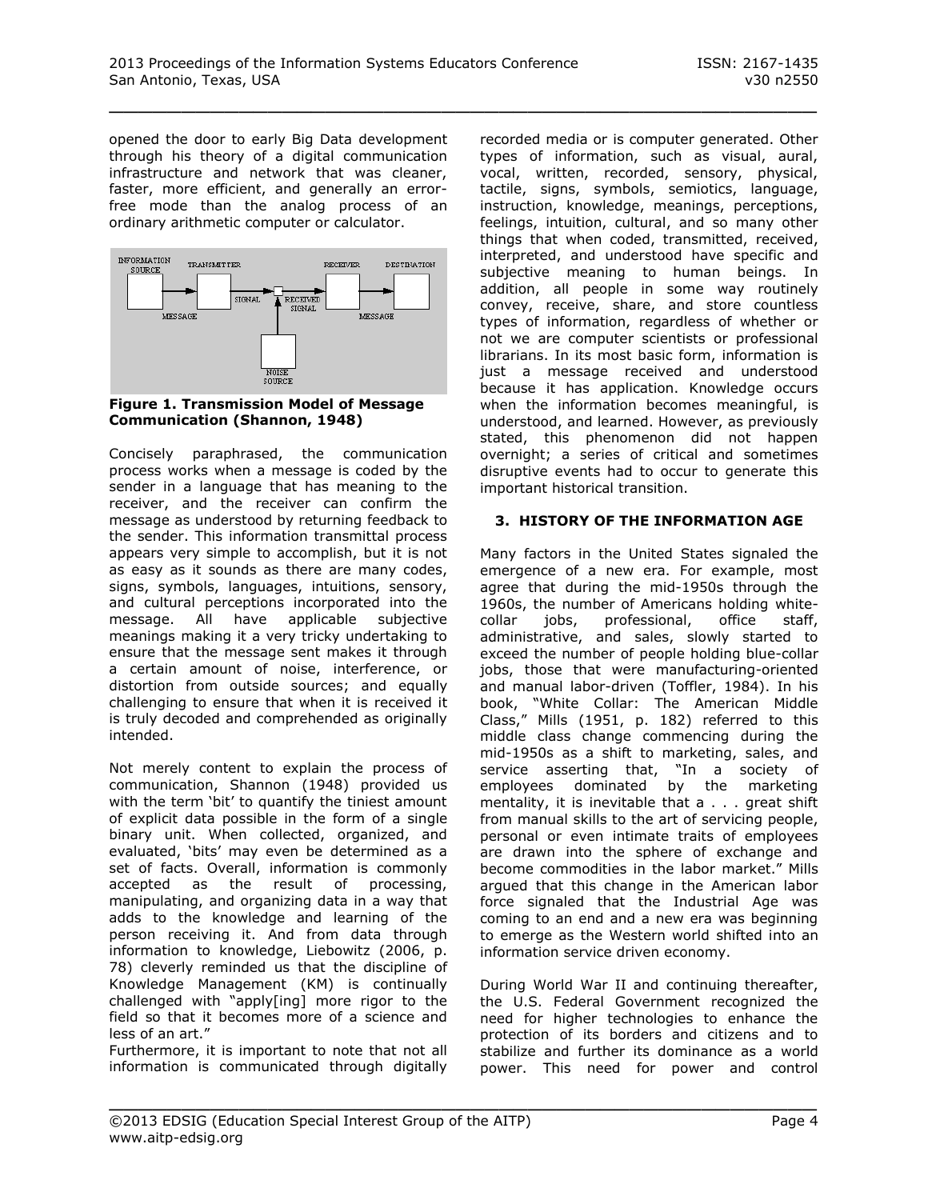opened the door to early Big Data development through his theory of a digital communication infrastructure and network that was cleaner, faster, more efficient, and generally an error-free mode than the analog process of an ordinary arithmetic computer or calculator.

**Figure 1. Transmission Model of Message Communication (Shannon, 1948)**

Concisely paraphrased, the communication process works when a message is coded by the sender in a language that has meaning to the receiver, and the receiver can confirm the message as understood by returning feedback to the sender. This information transmittal process appears very simple to accomplish, but it is not as easy as it sounds as there are many codes, signs, symbols, languages, intuitions, sensory, and cultural perceptions incorporated into the message. All have applicable subjective meanings making it a very tricky undertaking to ensure that the message sent makes it through a certain amount of noise, interference, or distortion from outside sources; and equally challenging to ensure that when it is received it is truly decoded and comprehended as originally intended.

Not merely content to explain the process of communication, Shannon (1948) provided us with the term 'bit' to quantify the tiniest amount of explicit data possible in the form of a single binary unit. When collected, organized, and evaluated, 'bits' may even be determined as a set of facts. Overall, information is commonly accepted as the result of processing, manipulating, and organizing data in a way that adds to the knowledge and learning of the person receiving it. And from data through information to knowledge, Liebowitz (2006, p. 78) cleverly reminded us that the discipline of Knowledge Management (KM) is continually challenged with "apply[ing] more rigor to the field so that it becomes more of a science and less of an art."

Furthermore, it is important to note that not all information is communicated through digitally recorded media or is computer generated. Other types of information, such as visual, aural, vocal, written, recorded, sensory, physical, tactile, signs, symbols, semiotics, language, instruction, knowledge, meanings, perceptions, feelings, intuition, cultural, and so many other things that when coded, transmitted, received, interpreted, and understood have specific and subjective meaning to human beings. In addition, all people in some way routinely convey, receive, share, and store countless types of information, regardless of whether or not we are computer scientists or professional librarians. In its most basic form, information is just a message received and understood because it has application. Knowledge occurs when the information becomes meaningful, is understood, and learned. However, as previously stated, this phenomenon did not happen overnight; a series of critical and sometimes disruptive events had to occur to generate this important historical transition.

## 3. HISTORY OF THE INFORMATION AGE

Many factors in the United States signaled the emergence of a new era. For example, most agree that during the mid-1950s through the 1960s, the number of Americans holding white-collar jobs, professional, office staff, administrative, and sales, slowly started to exceed the number of people holding blue-collar jobs, those that were manufacturing-oriented and manual labor-driven (Toffler, 1984). In his book, "White Collar: The American Middle Class," Mills (1951, p. 182) referred to this middle class change commencing during the mid-1950s as a shift to marketing, sales, and service asserting that, "In a society of employees dominated by the marketing mentality, it is inevitable that a . . . great shift from manual skills to the art of servicing people, personal or even intimate traits of employees are drawn into the sphere of exchange and become commodities in the labor market." Mills argued that this change in the American labor force signaled that the Industrial Age was coming to an end and a new era was beginning to emerge as the Western world shifted into an information service driven economy.

During World War II and continuing thereafter, the U.S. Federal Government recognized the need for higher technologies to enhance the protection of its borders and citizens and to stabilize and further its dominance as a world power. This need for power and control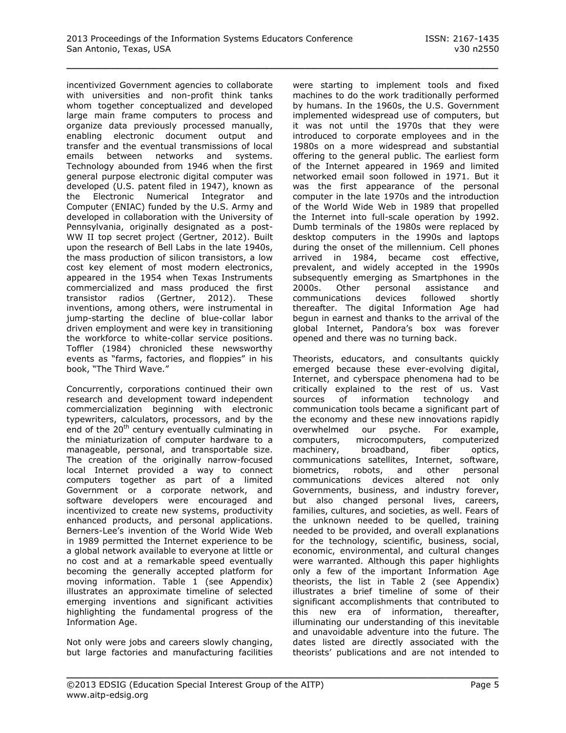incentivized Government agencies to collaborate with universities and non-profit think tanks whom together conceptualized and developed large main frame computers to process and organize data previously processed manually, enabling electronic document output and transfer and the eventual transmissions of local emails between networks and systems. Technology abounded from 1946 when the first general purpose electronic digital computer was developed (U.S. patent filed in 1947), known as the Electronic Numerical Integrator and Computer (ENIAC) funded by the U.S. Army and developed in collaboration with the University of Pennsylvania, originally designated as a post-WW II top secret project (Gertner, 2012). Built upon the research of Bell Labs in the late 1940s, the mass production of silicon transistors, a low cost key element of most modern electronics, appeared in the 1954 when Texas Instruments commercialized and mass produced the first transistor radios (Gertner, 2012). These inventions, among others, were instrumental in jump-starting the decline of blue-collar labor driven employment and were key in transitioning the workforce to white-collar service positions. Toffler (1984) chronicled these newsworthy events as "farms, factories, and floppies" in his book, "The Third Wave."

Concurrently, corporations continued their own research and development toward independent commercialization beginning with electronic typewriters, calculators, processors, and by the end of the 20th century eventually culminating in the miniaturization of computer hardware to a manageable, personal, and transportable size. The creation of the originally narrow-focused local Internet provided a way to connect computers together as part of a limited Government or a corporate network, and software developers were encouraged and incentivized to create new systems, productivity enhanced products, and personal applications. Berners-Lee's invention of the World Wide Web in 1989 permitted the Internet experience to be a global network available to everyone at little or no cost and at a remarkable speed eventually becoming the generally accepted platform for moving information. Table 1 (see Appendix) illustrates an approximate timeline of selected emerging inventions and significant activities highlighting the fundamental progress of the Information Age.

Not only were jobs and careers slowly changing, but large factories and manufacturing facilities were starting to implement tools and fixed machines to do the work traditionally performed by humans. In the 1960s, the U.S. Government implemented widespread use of computers, but it was not until the 1970s that they were introduced to corporate employees and in the 1980s on a more widespread and substantial offering to the general public. The earliest form of the Internet appeared in 1969 and limited networked email soon followed in 1971. But it was the first appearance of the personal computer in the late 1970s and the introduction of the World Wide Web in 1989 that propelled the Internet into full-scale operation by 1992. Dumb terminals of the 1980s were replaced by desktop computers in the 1990s and laptops during the onset of the millennium. Cell phones arrived in 1984, became cost effective, prevalent, and widely accepted in the 1990s subsequently emerging as Smartphones in the 2000s. Other personal assistance and communications devices followed shortly thereafter. The digital Information Age had begun in earnest and thanks to the arrival of the global Internet, Pandora's box was forever opened and there was no turning back.

Theorists, educators, and consultants quickly emerged because these ever-evolving digital, Internet, and cyberspace phenomena had to be critically explained to the rest of us. Vast sources of information technology and communication tools became a significant part of the economy and these new innovations rapidly overwhelmed our psyche. For example, computers, microcomputers, computerized machinery, broadband, fiber optics, communications satellites, Internet, software, biometrics, robots, and other personal communications devices altered not only Governments, business, and industry forever, but also changed personal lives, careers, families, cultures, and societies, as well. Fears of the unknown needed to be quelled, training needed to be provided, and overall explanations for the technology, scientific, business, social, economic, environmental, and cultural changes were warranted. Although this paper highlights only a few of the important Information Age theorists, the list in Table 2 (see Appendix) illustrates a brief timeline of some of their significant accomplishments that contributed to this new era of information, thereafter, illuminating our understanding of this inevitable and unavoidable adventure into the future. The dates listed are directly associated with the theorists' publications and are not intended to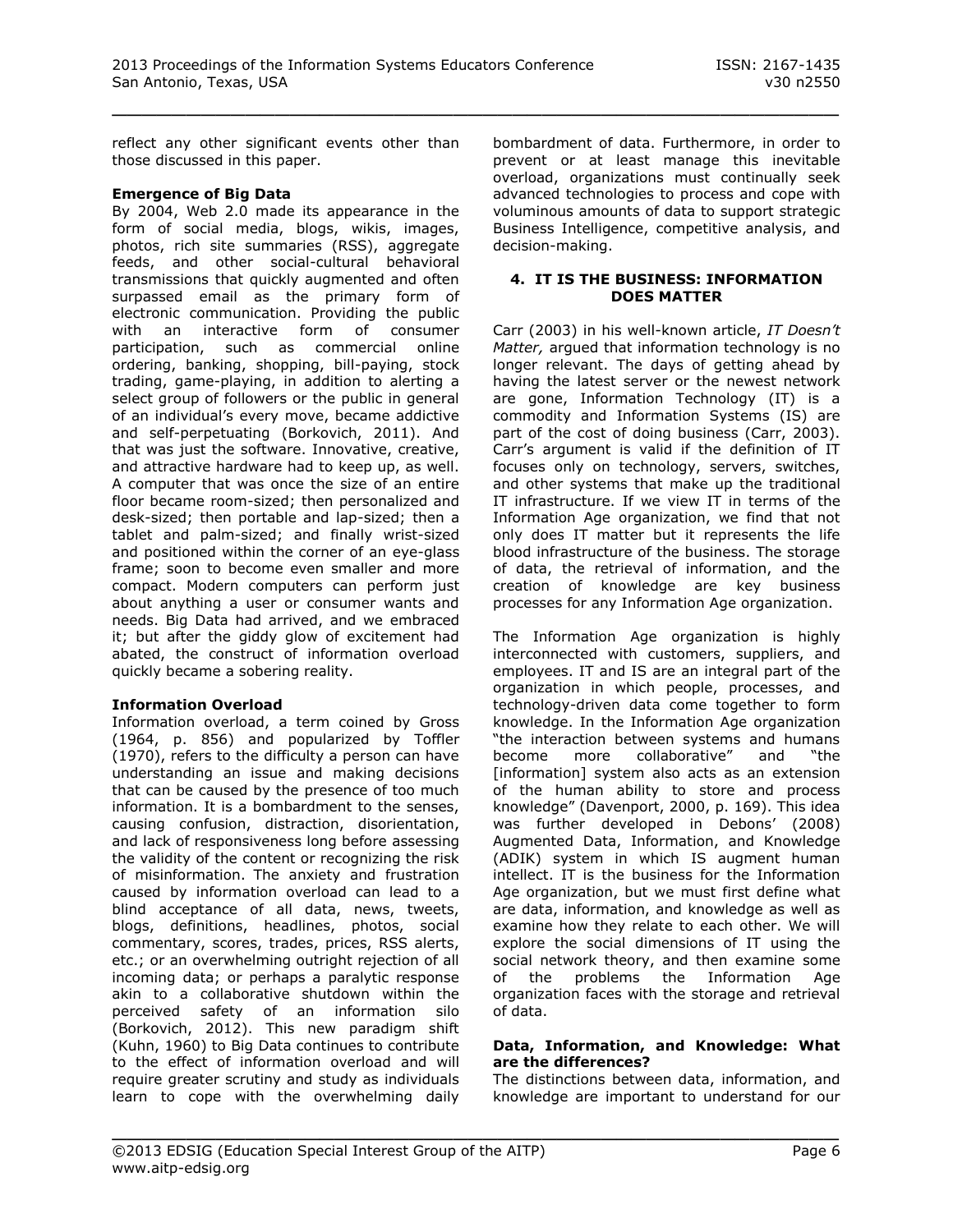reflect any other significant events other than those discussed in this paper.

**Emergence of Big Data**

By 2004, Web 2.0 made its appearance in the form of social media, blogs, wikis, images, photos, rich site summaries (RSS), aggregate feeds, and other social-cultural behavioral transmissions that quickly augmented and often surpassed email as the primary form of electronic communication. Providing the public with an interactive form of consumer participation, such as commercial online ordering, banking, shopping, bill-paying, stock trading, game-playing, in addition to alerting a select group of followers or the public in general of an individual's every move, became addictive and self-perpetuating (Borkovich, 2011). And that was just the software. Innovative, creative, and attractive hardware had to keep up, as well. A computer that was once the size of an entire floor became room-sized; then personalized and desk-sized; then portable and lap-sized; then a tablet and palm-sized; and finally wrist-sized and positioned within the corner of an eye-glass frame; soon to become even smaller and more compact. Modern computers can perform just about anything a user or consumer wants and needs. Big Data had arrived, and we embraced it; but after the giddy glow of excitement had abated, the construct of information overload quickly became a sobering reality.

**Information Overload**

Information overload, a term coined by Gross (1964, p. 856) and popularized by Toffler (1970), refers to the difficulty a person can have understanding an issue and making decisions that can be caused by the presence of too much information. It is a bombardment to the senses, causing confusion, distraction, disorientation, and lack of responsiveness long before assessing the validity of the content or recognizing the risk of misinformation. The anxiety and frustration caused by information overload can lead to a blind acceptance of all data, news, tweets, blogs, definitions, headlines, photos, social commentary, scores, trades, prices, RSS alerts, etc.; or an overwhelming outright rejection of all incoming data; or perhaps a paralytic response akin to a collaborative shutdown within the perceived safety of an information silo (Borkovich, 2012). This new paradigm shift (Kuhn, 1960) to Big Data continues to contribute to the effect of information overload and will require greater scrutiny and study as individuals learn to cope with the overwhelming daily bombardment of data. Furthermore, in order to prevent or at least manage this inevitable overload, organizations must continually seek advanced technologies to process and cope with voluminous amounts of data to support strategic Business Intelligence, competitive analysis, and decision-making.

## 4. IT IS THE BUSINESS: INFORMATION DOES MATTER

Carr (2003) in his well-known article, *IT Doesn't Matter,* argued that information technology is no longer relevant. The days of getting ahead by having the latest server or the newest network are gone, Information Technology (IT) is a commodity and Information Systems (IS) are part of the cost of doing business (Carr, 2003). Carr's argument is valid if the definition of IT focuses only on technology, servers, switches, and other systems that make up the traditional IT infrastructure. If we view IT in terms of the Information Age organization, we find that not only does IT matter but it represents the life blood infrastructure of the business. The storage of data, the retrieval of information, and the creation of knowledge are key business processes for any Information Age organization.

The Information Age organization is highly interconnected with customers, suppliers, and employees. IT and IS are an integral part of the organization in which people, processes, and technology-driven data come together to form knowledge. In the Information Age organization "the interaction between systems and humans become more collaborative" and "the [information] system also acts as an extension of the human ability to store and process knowledge" (Davenport, 2000, p. 169). This idea was further developed in Debons' (2008) Augmented Data, Information, and Knowledge (ADIK) system in which IS augment human intellect. IT is the business for the Information Age organization, but we must first define what are data, information, and knowledge as well as examine how they relate to each other. We will explore the social dimensions of IT using the social network theory, and then examine some of the problems the Information Age organization faces with the storage and retrieval of data.

**Data, Information, and Knowledge: What are the differences?**

The distinctions between data, information, and knowledge are important to understand for our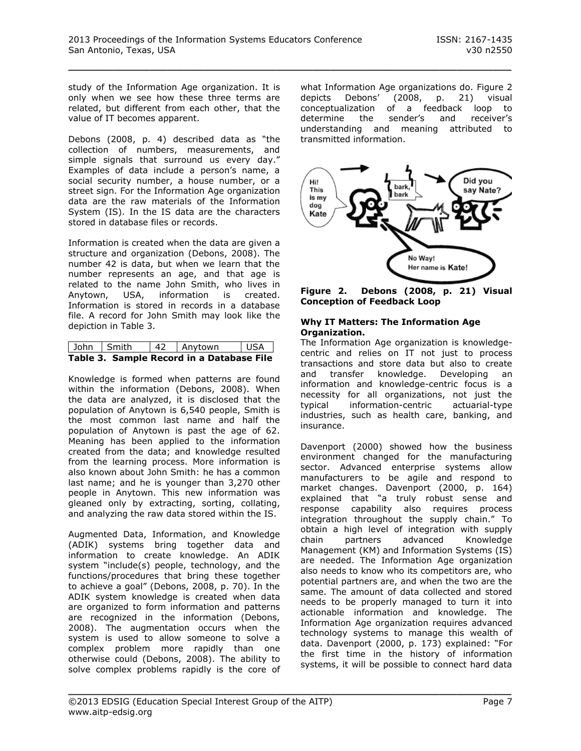study of the Information Age organization. It is only when we see how these three terms are related, but different from each other, that the value of IT becomes apparent.

Debons (2008, p. 4) described data as "the collection of numbers, measurements, and simple signals that surround us every day." Examples of data include a person's name, a social security number, a house number, or a street sign. For the Information Age organization data are the raw materials of the Information System (IS). In the IS data are the characters stored in database files or records.

Information is created when the data are given a structure and organization (Debons, 2008). The number 42 is data, but when we learn that the number represents an age, and that age is related to the name John Smith, who lives in Anytown, USA, information is created. Information is stored in records in a database file. A record for John Smith may look like the depiction in Table 3.

| John | Smith | 42 | Anytown | USA |
|---|---|---|---|---|

**Table 3. Sample Record in a Database File**

Knowledge is formed when patterns are found within the information (Debons, 2008). When the data are analyzed, it is disclosed that the population of Anytown is 6,540 people, Smith is the most common last name and half the population of Anytown is past the age of 62. Meaning has been applied to the information created from the data; and knowledge resulted from the learning process. More information is also known about John Smith: he has a common last name; and he is younger than 3,270 other people in Anytown. This new information was gleaned only by extracting, sorting, collating, and analyzing the raw data stored within the IS.

Augmented Data, Information, and Knowledge (ADIK) systems bring together data and information to create knowledge. An ADIK system "include(s) people, technology, and the functions/procedures that bring these together to achieve a goal" (Debons, 2008, p. 70). In the ADIK system knowledge is created when data are organized to form information and patterns are recognized in the information (Debons, 2008). The augmentation occurs when the system is used to allow someone to solve a complex problem more rapidly than one otherwise could (Debons, 2008). The ability to solve complex problems rapidly is the core of what Information Age organizations do. Figure 2 depicts Debons' (2008, p. 21) visual conceptualization of a feedback loop to determine the sender's and receiver's understanding and meaning attributed to transmitted information.

**Figure 2. Debons (2008, p. 21) Visual Conception of Feedback Loop**

**Why IT Matters: The Information Age Organization.**

The Information Age organization is knowledge-centric and relies on IT not just to process transactions and store data but also to create and transfer knowledge. Developing an information and knowledge-centric focus is a necessity for all organizations, not just the typical information-centric actuarial-type industries, such as health care, banking, and insurance.

Davenport (2000) showed how the business environment changed for the manufacturing sector. Advanced enterprise systems allow manufacturers to be agile and respond to market changes. Davenport (2000, p. 164) explained that "a truly robust sense and response capability also requires process integration throughout the supply chain." To obtain a high level of integration with supply chain partners advanced Knowledge Management (KM) and Information Systems (IS) are needed. The Information Age organization also needs to know who its competitors are, who potential partners are, and when the two are the same. The amount of data collected and stored needs to be properly managed to turn it into actionable information and knowledge. The Information Age organization requires advanced technology systems to manage this wealth of data. Davenport (2000, p. 173) explained: "For the first time in the history of information systems, it will be possible to connect hard data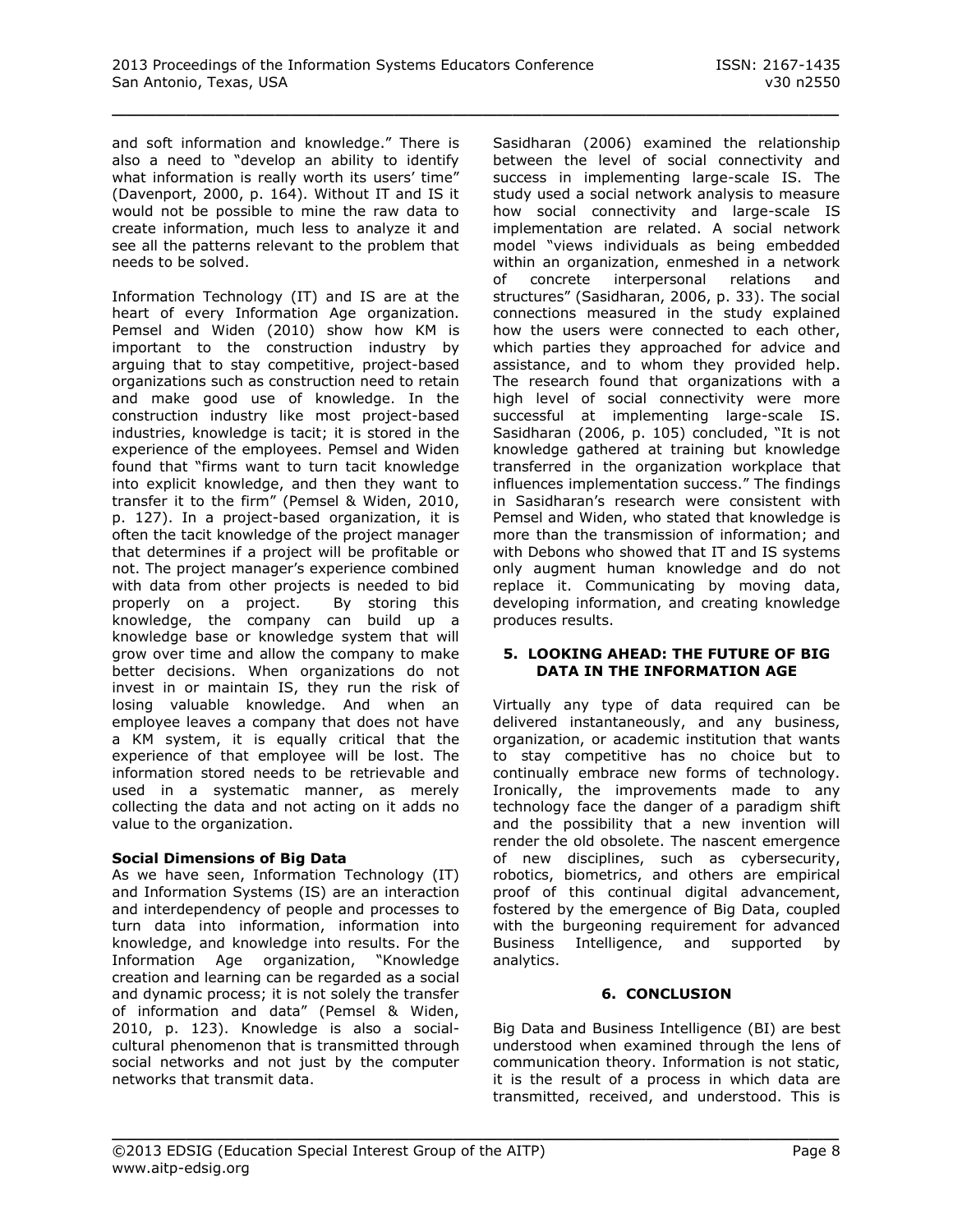and soft information and knowledge." There is also a need to "develop an ability to identify what information is really worth its users' time" (Davenport, 2000, p. 164). Without IT and IS it would not be possible to mine the raw data to create information, much less to analyze it and see all the patterns relevant to the problem that needs to be solved.

Information Technology (IT) and IS are at the heart of every Information Age organization. Pemsel and Widen (2010) show how KM is important to the construction industry by arguing that to stay competitive, project-based organizations such as construction need to retain and make good use of knowledge. In the construction industry like most project-based industries, knowledge is tacit; it is stored in the experience of the employees. Pemsel and Widen found that "firms want to turn tacit knowledge into explicit knowledge, and then they want to transfer it to the firm" (Pemsel & Widen, 2010, p. 127). In a project-based organization, it is often the tacit knowledge of the project manager that determines if a project will be profitable or not. The project manager's experience combined with data from other projects is needed to bid properly on a project. By storing this knowledge, the company can build up a knowledge base or knowledge system that will grow over time and allow the company to make better decisions. When organizations do not invest in or maintain IS, they run the risk of losing valuable knowledge. And when an employee leaves a company that does not have a KM system, it is equally critical that the experience of that employee will be lost. The information stored needs to be retrievable and used in a systematic manner, as merely collecting the data and not acting on it adds no value to the organization.

**Social Dimensions of Big Data**

As we have seen, Information Technology (IT) and Information Systems (IS) are an interaction and interdependency of people and processes to turn data into information, information into knowledge, and knowledge into results. For the Information Age organization, "Knowledge creation and learning can be regarded as a social and dynamic process; it is not solely the transfer of information and data" (Pemsel & Widen, 2010, p. 123). Knowledge is also a social-cultural phenomenon that is transmitted through social networks and not just by the computer networks that transmit data.

Sasidharan (2006) examined the relationship between the level of social connectivity and success in implementing large-scale IS. The study used a social network analysis to measure how social connectivity and large-scale IS implementation are related. A social network model "views individuals as being embedded within an organization, enmeshed in a network of concrete interpersonal relations and structures" (Sasidharan, 2006, p. 33). The social connections measured in the study explained how the users were connected to each other, which parties they approached for advice and assistance, and to whom they provided help. The research found that organizations with a high level of social connectivity were more successful at implementing large-scale IS. Sasidharan (2006, p. 105) concluded, "It is not knowledge gathered at training but knowledge transferred in the organization workplace that influences implementation success." The findings in Sasidharan's research were consistent with Pemsel and Widen, who stated that knowledge is more than the transmission of information; and with Debons who showed that IT and IS systems only augment human knowledge and do not replace it. Communicating by moving data, developing information, and creating knowledge produces results.

## 5. LOOKING AHEAD: THE FUTURE OF BIG DATA IN THE INFORMATION AGE

Virtually any type of data required can be delivered instantaneously, and any business, organization, or academic institution that wants to stay competitive has no choice but to continually embrace new forms of technology. Ironically, the improvements made to any technology face the danger of a paradigm shift and the possibility that a new invention will render the old obsolete. The nascent emergence of new disciplines, such as cybersecurity, robotics, biometrics, and others are empirical proof of this continual digital advancement, fostered by the emergence of Big Data, coupled with the burgeoning requirement for advanced Business Intelligence, and supported by analytics.

## 6. CONCLUSION

Big Data and Business Intelligence (BI) are best understood when examined through the lens of communication theory. Information is not static, it is the result of a process in which data are transmitted, received, and understood. This is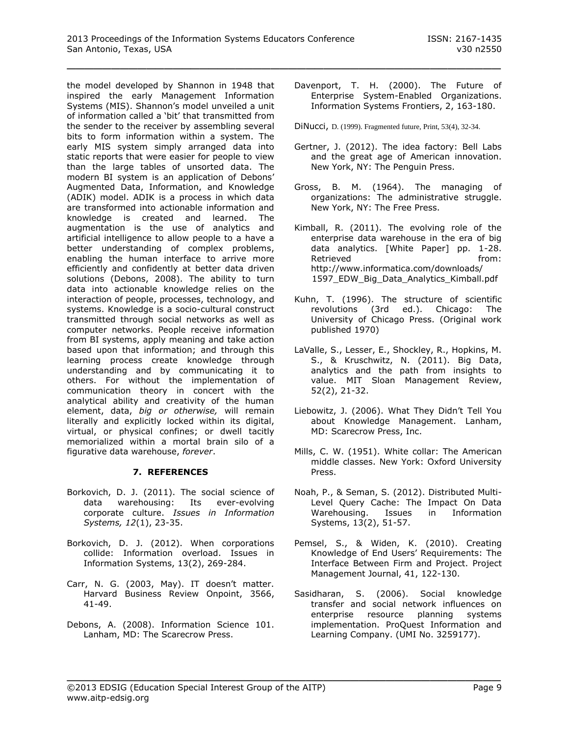the model developed by Shannon in 1948 that inspired the early Management Information Systems (MIS). Shannon's model unveiled a unit of information called a 'bit' that transmitted from the sender to the receiver by assembling several bits to form information within a system. The early MIS system simply arranged data into static reports that were easier for people to view than the large tables of unsorted data. The modern BI system is an application of Debons' Augmented Data, Information, and Knowledge (ADIK) model. ADIK is a process in which data are transformed into actionable information and knowledge is created and learned. The augmentation is the use of analytics and artificial intelligence to allow people to a have a better understanding of complex problems, enabling the human interface to arrive more efficiently and confidently at better data driven solutions (Debons, 2008). The ability to turn data into actionable knowledge relies on the interaction of people, processes, technology, and systems. Knowledge is a socio-cultural construct transmitted through social networks as well as computer networks. People receive information from BI systems, apply meaning and take action based upon that information; and through this learning process create knowledge through understanding and by communicating it to others. For without the implementation of communication theory in concert with the analytical ability and creativity of the human element, data, *big or otherwise,* will remain literally and explicitly locked within its digital, virtual, or physical confines; or dwell tacitly memorialized within a mortal brain silo of a figurative data warehouse, *forever*.

## 7. REFERENCES

Borkovich, D. J. (2011). The social science of data warehousing: Its ever-evolving corporate culture. *Issues in Information Systems, 12*(1), 23-35.

Borkovich, D. J. (2012). When corporations collide: Information overload. Issues in Information Systems, 13(2), 269-284.

Carr, N. G. (2003, May). IT doesn't matter. Harvard Business Review Onpoint, 3566, 41-49.

Debons, A. (2008). Information Science 101. Lanham, MD: The Scarecrow Press.

Davenport, T. H. (2000). The Future of Enterprise System-Enabled Organizations. Information Systems Frontiers, 2, 163-180.

DiNucci, D. (1999). Fragmented future, Print, 53(4), 32-34.

Gertner, J. (2012). The idea factory: Bell Labs and the great age of American innovation. New York, NY: The Penguin Press.

Gross, B. M. (1964). The managing of organizations: The administrative struggle. New York, NY: The Free Press.

Kimball, R. (2011). The evolving role of the enterprise data warehouse in the era of big data analytics. [White Paper] pp. 1-28. Retrieved from: http://www.informatica.com/downloads/1597_EDW_Big_Data_Analytics_Kimball.pdf

Kuhn, T. (1996). The structure of scientific revolutions (3rd ed.). Chicago: The University of Chicago Press. (Original work published 1970)

LaValle, S., Lesser, E., Shockley, R., Hopkins, M. S., & Kruschwitz, N. (2011). Big Data, analytics and the path from insights to value. MIT Sloan Management Review, 52(2), 21-32.

Liebowitz, J. (2006). What They Didn't Tell You about Knowledge Management. Lanham, MD: Scarecrow Press, Inc.

Mills, C. W. (1951). White collar: The American middle classes. New York: Oxford University Press.

Noah, P., & Seman, S. (2012). Distributed Multi-Level Query Cache: The Impact On Data Warehousing. Issues in Information Systems, 13(2), 51-57.

Pemsel, S., & Widen, K. (2010). Creating Knowledge of End Users' Requirements: The Interface Between Firm and Project. Project Management Journal, 41, 122-130.

Sasidharan, S. (2006). Social knowledge transfer and social network influences on enterprise resource planning systems implementation. ProQuest Information and Learning Company. (UMI No. 3259177).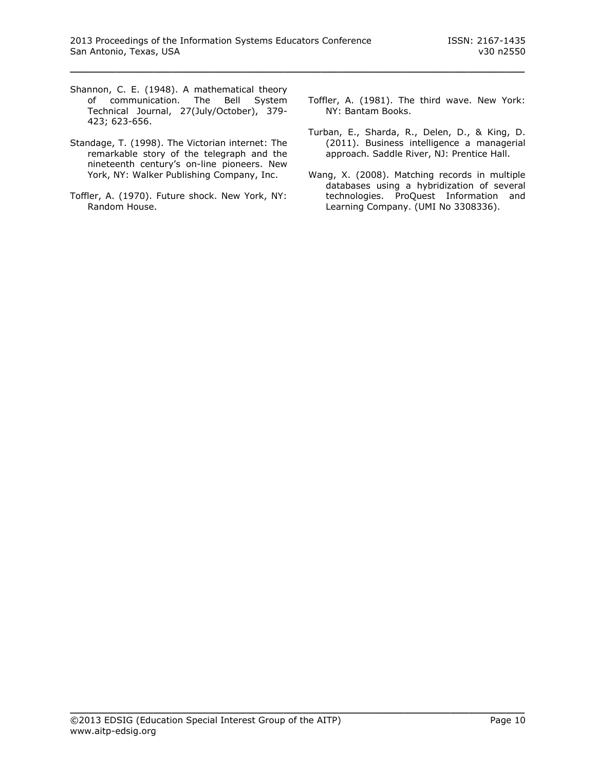Shannon, C. E. (1948). A mathematical theory of communication. The Bell System Technical Journal, 27(July/October), 379-423; 623-656.

Standage, T. (1998). The Victorian internet: The remarkable story of the telegraph and the nineteenth century's on-line pioneers. New York, NY: Walker Publishing Company, Inc.

Toffler, A. (1970). Future shock. New York, NY: Random House.

Toffler, A. (1981). The third wave. New York: NY: Bantam Books.

Turban, E., Sharda, R., Delen, D., & King, D. (2011). Business intelligence a managerial approach. Saddle River, NJ: Prentice Hall.

Wang, X. (2008). Matching records in multiple databases using a hybridization of several technologies. ProQuest Information and Learning Company. (UMI No 3308336).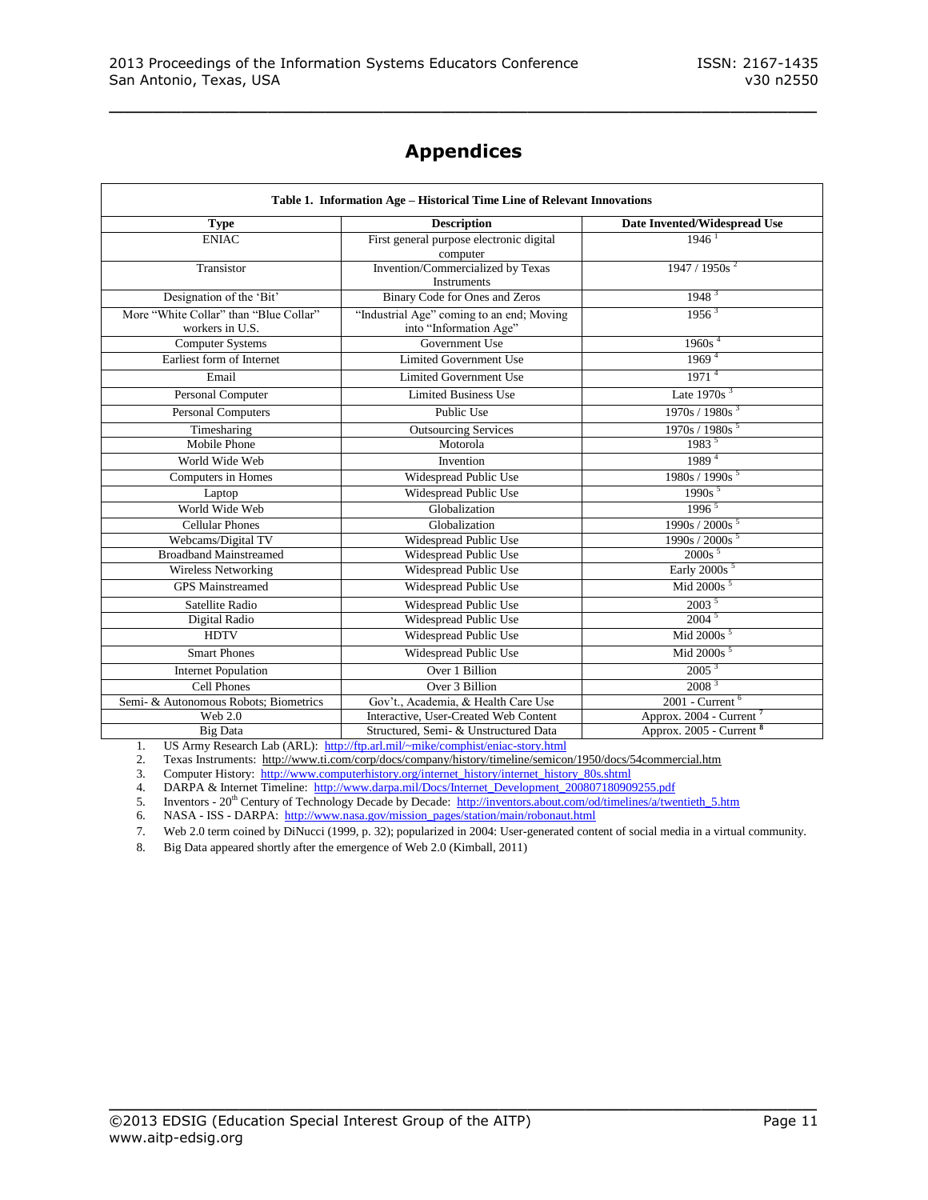# Appendices

**Table 1. Information Age – Historical Time Line of Relevant Innovations**

| Type | Description | Date Invented/Widespread Use |
|---|---|---|
| ENIAC | First general purpose electronic digital computer | 1946 [1] |
| Transistor | Invention/Commercialized by Texas Instruments | 1947 / 1950s [2] |
| Designation of the 'Bit' | Binary Code for Ones and Zeros | 1948 [3] |
| More "White Collar" than "Blue Collar" workers in U.S. | "Industrial Age" coming to an end; Moving into "Information Age" | 1956 [3] |
| Computer Systems | Government Use | 1960s [4] |
| Earliest form of Internet | Limited Government Use | 1969 [4] |
| Email | Limited Government Use | 1971 [4] |
| Personal Computer | Limited Business Use | Late 1970s [3] |
| Personal Computers | Public Use | 1970s / 1980s [3] |
| Timesharing | Outsourcing Services | 1970s / 1980s [5] |
| Mobile Phone | Motorola | 1983 [5] |
| World Wide Web | Invention | 1989 [4] |
| Computers in Homes | Widespread Public Use | 1980s / 1990s [5] |
| Laptop | Widespread Public Use | 1990s [5] |
| World Wide Web | Globalization | 1996 [5] |
| Cellular Phones | Globalization | 1990s / 2000s [5] |
| Webcams/Digital TV | Widespread Public Use | 1990s / 2000s [5] |
| Broadband Mainstreamed | Widespread Public Use | 2000s [5] |
| Wireless Networking | Widespread Public Use | Early 2000s [5] |
| GPS Mainstreamed | Widespread Public Use | Mid 2000s [5] |
| Satellite Radio | Widespread Public Use | 2003 [5] |
| Digital Radio | Widespread Public Use | 2004 [5] |
| HDTV | Widespread Public Use | Mid 2000s [5] |
| Smart Phones | Widespread Public Use | Mid 2000s [5] |
| Internet Population | Over 1 Billion | 2005 [3] |
| Cell Phones | Over 3 Billion | 2008 [3] |
| Semi- & Autonomous Robots; Biometrics | Gov't., Academia, & Health Care Use | 2001 - Current [6] |
| Web 2.0 | Interactive, User-Created Web Content | Approx. 2004 - Current [7] |
| Big Data | Structured, Semi- & Unstructured Data | Approx. 2005 - Current [8] |

1. US Army Research Lab (ARL): http://ftp.arl.mil/~mike/comphist/eniac-story.html
2. Texas Instruments: http://www.ti.com/corp/docs/company/history/timeline/semicon/1950/docs/54commercial.htm
3. Computer History: http://www.computerhistory.org/internet_history/internet_history_80s.shtml
4. DARPA & Internet Timeline: http://www.darpa.mil/Docs/Internet_Development_200807180909255.pdf
5. Inventors - 20th Century of Technology Decade by Decade: http://inventors.about.com/od/timelines/a/twentieth_5.htm
6. NASA - ISS - DARPA: http://www.nasa.gov/mission_pages/station/main/robonaut.html
7. Web 2.0 term coined by DiNucci (1999, p. 32); popularized in 2004: User-generated content of social media in a virtual community.
8. Big Data appeared shortly after the emergence of Web 2.0 (Kimball, 2011)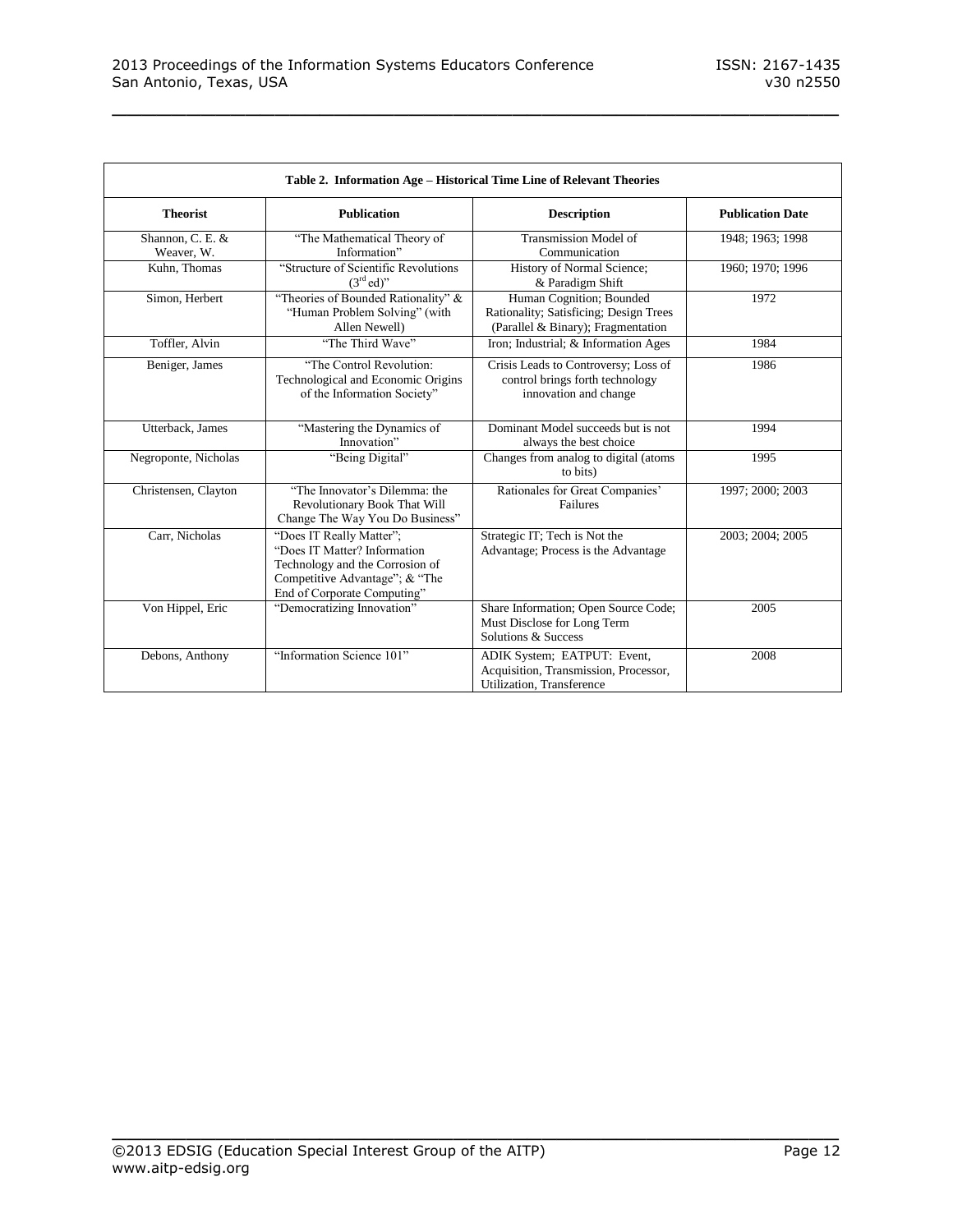**Table 2. Information Age – Historical Time Line of Relevant Theories**

| Theorist | Publication | Description | Publication Date |
|---|---|---|---|
| Shannon, C. E. & Weaver, W. | "The Mathematical Theory of Information" | Transmission Model of Communication | 1948; 1963; 1998 |
| Kuhn, Thomas | "Structure of Scientific Revolutions (3rd ed)" | History of Normal Science; & Paradigm Shift | 1960; 1970; 1996 |
| Simon, Herbert | "Theories of Bounded Rationality" & "Human Problem Solving" (with Allen Newell) | Human Cognition; Bounded Rationality; Satisficing; Design Trees (Parallel & Binary); Fragmentation | 1972 |
| Toffler, Alvin | "The Third Wave" | Iron; Industrial; & Information Ages | 1984 |
| Beniger, James | "The Control Revolution: Technological and Economic Origins of the Information Society" | Crisis Leads to Controversy; Loss of control brings forth technology innovation and change | 1986 |
| Utterback, James | "Mastering the Dynamics of Innovation" | Dominant Model succeeds but is not always the best choice | 1994 |
| Negroponte, Nicholas | "Being Digital" | Changes from analog to digital (atoms to bits) | 1995 |
| Christensen, Clayton | "The Innovator's Dilemma: the Revolutionary Book That Will Change The Way You Do Business" | Rationales for Great Companies' Failures | 1997; 2000; 2003 |
| Carr, Nicholas | "Does IT Really Matter"; "Does IT Matter? Information Technology and the Corrosion of Competitive Advantage"; & "The End of Corporate Computing" | Strategic IT; Tech is Not the Advantage; Process is the Advantage | 2003; 2004; 2005 |
| Von Hippel, Eric | "Democratizing Innovation" | Share Information; Open Source Code; Must Disclose for Long Term Solutions & Success | 2005 |
| Debons, Anthony | "Information Science 101" | ADIK System; EATPUT: Event, Acquisition, Transmission, Processor, Utilization, Transference | 2008 |